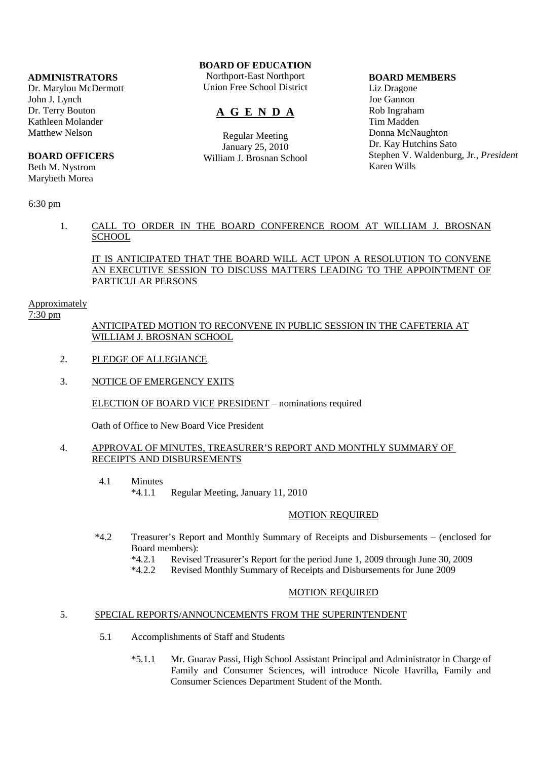**ADMINISTRATORS**
Dr. Marylou McDermott
John J. Lynch
Dr. Terry Bouton
Kathleen Molander
Matthew Nelson

**BOARD OFFICERS**
Beth M. Nystrom
Marybeth Morea

**BOARD OF EDUCATION**
Northport-East Northport
Union Free School District

# A G E N D A

Regular Meeting
January 25, 2010
William J. Brosnan School

**BOARD MEMBERS**
Liz Dragone
Joe Gannon
Rob Ingraham
Tim Madden
Donna McNaughton
Dr. Kay Hutchins Sato
Stephen V. Waldenburg, Jr., *President*
Karen Wills

6:30 pm

1. CALL TO ORDER IN THE BOARD CONFERENCE ROOM AT WILLIAM J. BROSNAN SCHOOL

   IT IS ANTICIPATED THAT THE BOARD WILL ACT UPON A RESOLUTION TO CONVENE AN EXECUTIVE SESSION TO DISCUSS MATTERS LEADING TO THE APPOINTMENT OF PARTICULAR PERSONS

Approximately
7:30 pm

ANTICIPATED MOTION TO RECONVENE IN PUBLIC SESSION IN THE CAFETERIA AT WILLIAM J. BROSNAN SCHOOL

2. PLEDGE OF ALLEGIANCE

3. NOTICE OF EMERGENCY EXITS

   ELECTION OF BOARD VICE PRESIDENT – nominations required

   Oath of Office to New Board Vice President

4. APPROVAL OF MINUTES, TREASURER'S REPORT AND MONTHLY SUMMARY OF RECEIPTS AND DISBURSEMENTS

   4.1 Minutes
   *4.1.1 Regular Meeting, January 11, 2010

   MOTION REQUIRED

   *4.2 Treasurer's Report and Monthly Summary of Receipts and Disbursements – (enclosed for Board members):
   *4.2.1 Revised Treasurer's Report for the period June 1, 2009 through June 30, 2009
   *4.2.2 Revised Monthly Summary of Receipts and Disbursements for June 2009

   MOTION REQUIRED

5. SPECIAL REPORTS/ANNOUNCEMENTS FROM THE SUPERINTENDENT

   5.1 Accomplishments of Staff and Students

   *5.1.1 Mr. Guarav Passi, High School Assistant Principal and Administrator in Charge of Family and Consumer Sciences, will introduce Nicole Havrilla, Family and Consumer Sciences Department Student of the Month.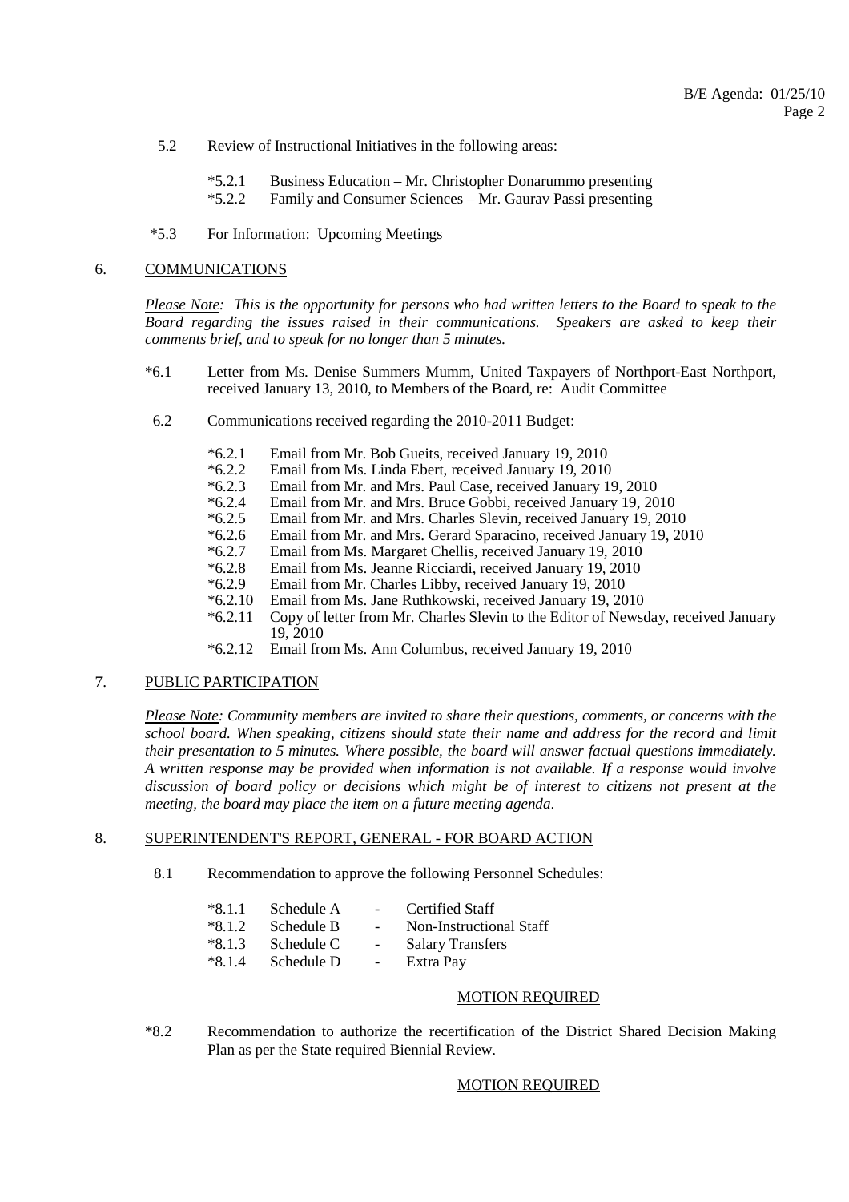5.2 Review of Instructional Initiatives in the following areas:

- *5.2.1 Business Education – Mr. Christopher Donarummo presenting
- *5.2.2 Family and Consumer Sciences – Mr. Gaurav Passi presenting

*5.3 For Information: Upcoming Meetings

## 6. COMMUNICATIONS

*Please Note: This is the opportunity for persons who had written letters to the Board to speak to the Board regarding the issues raised in their communications. Speakers are asked to keep their comments brief, and to speak for no longer than 5 minutes.*

*6.1 Letter from Ms. Denise Summers Mumm, United Taxpayers of Northport-East Northport, received January 13, 2010, to Members of the Board, re: Audit Committee

6.2 Communications received regarding the 2010-2011 Budget:

- *6.2.1 Email from Mr. Bob Gueits, received January 19, 2010
- *6.2.2 Email from Ms. Linda Ebert, received January 19, 2010
- *6.2.3 Email from Mr. and Mrs. Paul Case, received January 19, 2010
- *6.2.4 Email from Mr. and Mrs. Bruce Gobbi, received January 19, 2010
- *6.2.5 Email from Mr. and Mrs. Charles Slevin, received January 19, 2010
- *6.2.6 Email from Mr. and Mrs. Gerard Sparacino, received January 19, 2010
- *6.2.7 Email from Ms. Margaret Chellis, received January 19, 2010
- *6.2.8 Email from Ms. Jeanne Ricciardi, received January 19, 2010
- *6.2.9 Email from Mr. Charles Libby, received January 19, 2010
- *6.2.10 Email from Ms. Jane Ruthkowski, received January 19, 2010
- *6.2.11 Copy of letter from Mr. Charles Slevin to the Editor of Newsday, received January 19, 2010
- *6.2.12 Email from Ms. Ann Columbus, received January 19, 2010

## 7. PUBLIC PARTICIPATION

*Please Note: Community members are invited to share their questions, comments, or concerns with the school board. When speaking, citizens should state their name and address for the record and limit their presentation to 5 minutes. Where possible, the board will answer factual questions immediately. A written response may be provided when information is not available. If a response would involve discussion of board policy or decisions which might be of interest to citizens not present at the meeting, the board may place the item on a future meeting agenda.*

## 8. SUPERINTENDENT'S REPORT, GENERAL - FOR BOARD ACTION

8.1 Recommendation to approve the following Personnel Schedules:

- *8.1.1 Schedule A - Certified Staff
- *8.1.2 Schedule B - Non-Instructional Staff
- *8.1.3 Schedule C - Salary Transfers
- *8.1.4 Schedule D - Extra Pay

MOTION REQUIRED

*8.2 Recommendation to authorize the recertification of the District Shared Decision Making Plan as per the State required Biennial Review.

MOTION REQUIRED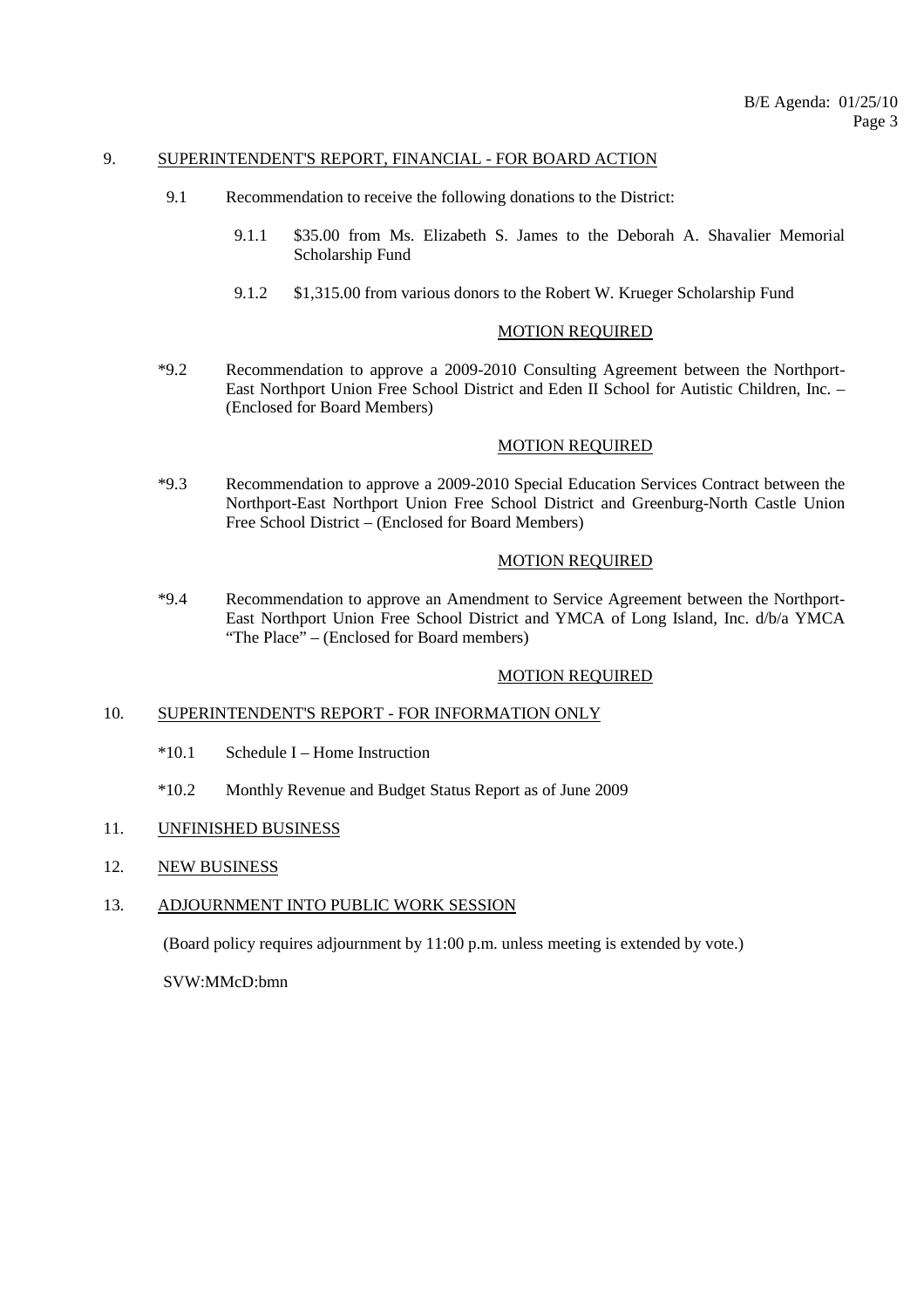9. SUPERINTENDENT'S REPORT, FINANCIAL - FOR BOARD ACTION

   9.1 Recommendation to receive the following donations to the District:

      9.1.1 $35.00 from Ms. Elizabeth S. James to the Deborah A. Shavalier Memorial Scholarship Fund

      9.1.2 $1,315.00 from various donors to the Robert W. Krueger Scholarship Fund

      MOTION REQUIRED

   *9.2 Recommendation to approve a 2009-2010 Consulting Agreement between the Northport-East Northport Union Free School District and Eden II School for Autistic Children, Inc. – (Enclosed for Board Members)

      MOTION REQUIRED

   *9.3 Recommendation to approve a 2009-2010 Special Education Services Contract between the Northport-East Northport Union Free School District and Greenburg-North Castle Union Free School District – (Enclosed for Board Members)

      MOTION REQUIRED

   *9.4 Recommendation to approve an Amendment to Service Agreement between the Northport-East Northport Union Free School District and YMCA of Long Island, Inc. d/b/a YMCA "The Place" – (Enclosed for Board members)

      MOTION REQUIRED

10. SUPERINTENDENT'S REPORT - FOR INFORMATION ONLY

   *10.1 Schedule I – Home Instruction

   *10.2 Monthly Revenue and Budget Status Report as of June 2009

11. UNFINISHED BUSINESS

12. NEW BUSINESS

13. ADJOURNMENT INTO PUBLIC WORK SESSION

   (Board policy requires adjournment by 11:00 p.m. unless meeting is extended by vote.)

   SVW:MMcD:bmn